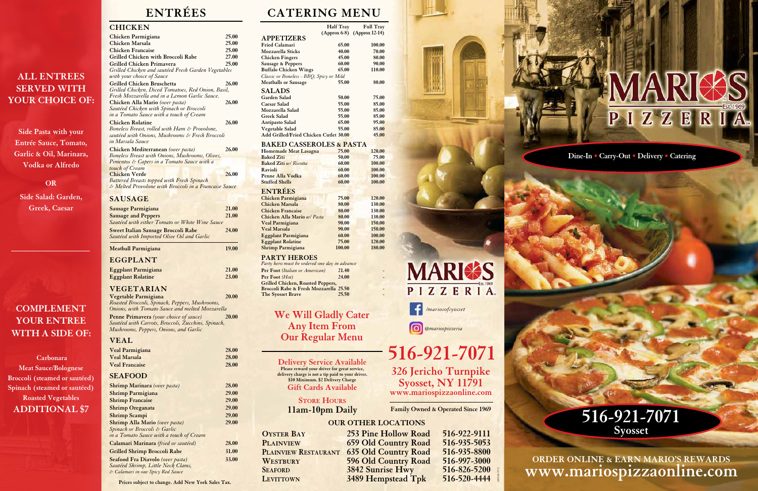## ALL ENTREES SERVED WITH YOUR CHOICE OF:

Side Pasta with your Entrée Sauce, Tomato, Garlic & Oil, Marinara, Vodka or Alfredo

OR

Side Salad: Garden, Greek, Caesar

## COMPLEMENT YOUR ENTREE WITH A SIDE OF:

Carbonara
Meat Sauce/Bolognese
Broccoli (steamed or sautéed)
Spinach (steamed or sautéed)
Roasted Vegetables
**ADDITIONAL $7**

# ENTRÉES

## CHICKEN

| Item | Price |
|---|---|
| Chicken Parmigiana | 25.00 |
| Chicken Marsala | 25.00 |
| Chicken Francaise | 25.00 |
| Grilled Chicken with Broccoli Rabe | 27.00 |
| Grilled Chicken Primavera<br>*Grilled Chicken and sautéed Fresh Garden Vegetables with your choice of Sauce* | 25.00 |
| Grilled Chicken Bruschetta<br>*Grilled Chicken, Diced Tomatoes, Red Onion, Basil, Fresh Mozzarella and in a Lemon Garlic Sauce.* | 26.00 |
| Chicken Alla Mario *(over pasta)*<br>*Sautéed Chicken with Spinach or Broccoli in a Tomato Sauce with a touch of Cream* | 26.00 |
| Chicken Rolatine<br>*Boneless Breast, rolled with Ham & Provolone, sautéed with Onions, Mushrooms & Fresh Broccoli in Marsala Sauce* | 26.00 |
| Chicken Mediterranean *(over pasta)*<br>*Boneless Breast with Onions, Mushrooms, Olives, Pimentos & Capers in a Tomato Sauce with a touch of Cream* | 26.00 |
| Chicken Verde<br>*Battered Breasts topped with Fresh Spinach & Melted Provolone with Broccoli in a Francaise Sauce* | 26.00 |

## SAUSAGE

| Item | Price |
|---|---|
| Sausage Parmigiana | 21.00 |
| Sausage and Peppers<br>*Sautéed with either Tomato or White Wine Sauce* | 21.00 |
| Sweet Italian Sausage Broccoli Rabe<br>*Sautéed with Imported Olive Oil and Garlic* | 24.00 |
| Meatball Parmigiana | 19.00 |

## EGGPLANT

| Item | Price |
|---|---|
| Eggplant Parmigiana | 21.00 |
| Eggplant Rolatine | 23.00 |

## VEGETARIAN

| Item | Price |
|---|---|
| Vegetable Parmigiana<br>*Roasted Broccoli, Spinach, Peppers, Mushrooms, Onions, with Tomato Sauce and melted Mozzarella* | 20.00 |
| Penne Primavera *(your choice of sauce)*<br>*Sautéed with Carrots, Broccoli, Zucchini, Spinach, Mushrooms, Peppers, Onions, and Garlic* | 20.00 |

## VEAL

| Item | Price |
|---|---|
| Veal Parmigiana | 28.00 |
| Veal Marsala | 28.00 |
| Veal Francaise | 28.00 |

## SEAFOOD

| Item | Price |
|---|---|
| Shrimp Marinara *(over pasta)* | 28.00 |
| Shrimp Parmigiana | 29.00 |
| Shrimp Francaise | 29.00 |
| Shrimp Oreganata | 29.00 |
| Shrimp Scampi | 29.00 |
| Shrimp Alla Mario *(over pasta)*<br>*Spinach or Broccoli & Garlic in a Tomato Sauce with a touch of Cream* | 29.00 |
| Calamari Marinara *(fried or sautéed)* | 28.00 |
| Grilled Shrimp Broccoli Rabe | 31.00 |
| Seafood Fra Diavolo *(over pasta)*<br>*Sautéed Shrimp, Little Neck Clams, & Calamari in our Spicy Red Sauce* | 33.00 |

Prices subject to change. Add New York Sales Tax.

# CATERING MENU

| | Half Tray (Approx 6-8) | Full Tray (Approx 12-14) |
|---|---|---|
| **APPETIZERS** | | |
| Fried Calamari | 65.00 | 100.00 |
| Mozzarella Sticks | 40.00 | 70.00 |
| Chicken Fingers | 45.00 | 80.00 |
| Sausage & Peppers | 60.00 | 90.00 |
| Buffalo Chicken Wings<br>*Classic or Boneless - BBQ, Spicy or Mild* | 65.00 | 110.00 |
| Meatballs or Sausage | 55.00 | 80.00 |
| **SALADS** | | |
| Garden Salad | 50.00 | 75.00 |
| Caesar Salad | 55.00 | 85.00 |
| Mozzarella Salad | 55.00 | 85.00 |
| Greek Salad | 55.00 | 85.00 |
| Antipasto Salad | 65.00 | 95.00 |
| Vegetable Salad | 55.00 | 85.00 |
| Add Grilled/Fried Chicken Cutlet | 30.00 | 45.00 |
| **BAKED CASSEROLES & PASTA** | | |
| Homemade Meat Lasagna | 75.00 | 120.00 |
| Baked Ziti | 50.00 | 75.00 |
| Baked Ziti *w/ Ricotta* | 60.00 | 100.00 |
| Ravioli | 60.00 | 100.00 |
| Penne Alla Vodka | 60.00 | 100.00 |
| Stuffed Shells | 60.00 | 100.00 |
| **ENTRÉES** | | |
| Chicken Parmigiana | 75.00 | 120.00 |
| Chicken Marsala | 80.00 | 130.00 |
| Chicken Francaise | 80.00 | 130.00 |
| Chicken Alla Mario *w/ Pasta* | 80.00 | 130.00 |
| Veal Parmigiana | 90.00 | 150.00 |
| Veal Marsala | 90.00 | 150.00 |
| Eggplant Parmigiana | 60.00 | 100.00 |
| Eggplant Rolatine | 75.00 | 120.00 |
| Shrimp Parmigiana | 100.00 | 180.00 |

## PARTY HEROES

*Party hero must be ordered one day in advance*

| Item | Price | |
|---|---|---|
| Per Foot *(Italian or American)* | 21.40 | - |
| Per Foot *(Hot)* | 24.00 | - |
| Grilled Chicken, Roasted Peppers, Broccoli Rabe & Fresh Mozzarella | 25.50 | - |
| The Syosset Brave | 25.50 | - |

## We Will Gladly Cater Any Item From Our Regular Menu

**Delivery Service Available**
Please reward your driver for great service, delivery charge is not a tip paid to your driver. $10 Minimum. $2 Delivery Charge

**Gift Cards Available**

**STORE HOURS**
**11am-10pm Daily**

# MARIO'S PIZZERIA

Est. 1969

Dine-In • Carry-Out • Delivery • Catering

/mariosofsyosset

@mariospizzeria

## 516-921-7071

**326 Jericho Turnpike**
**Syosset, NY 11791**
www.mariospizzaonline.com

Family Owned & Operated Since 1969

## OUR OTHER LOCATIONS

| Location | Address | Phone |
|---|---|---|
| Oyster Bay | 253 Pine Hollow Road | 516-922-9111 |
| Plainview | 659 Old Country Road | 516-935-5053 |
| Plainview Restaurant | 635 Old Country Road | 516-935-8800 |
| Westbury | 596 Old Country Road | 516-997-3000 |
| Seaford | 3842 Sunrise Hwy | 516-826-5200 |
| Levittown | 3489 Hempstead Tpk | 516-520-4444 |

## 516-921-7071
**Syosset**

**ORDER ONLINE & EARN MARIO'S REWARDS**
**www.mariospizzaonline.com**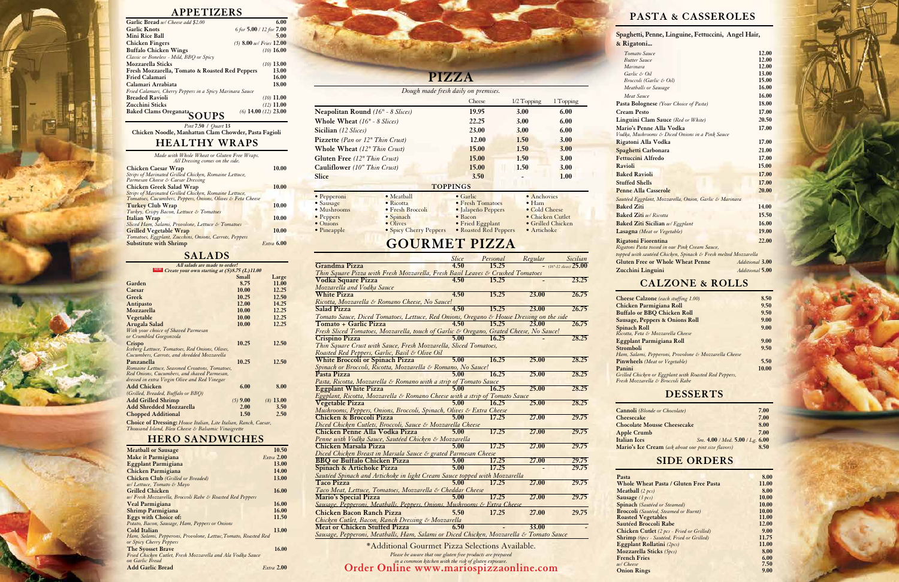## APPETIZERS

| | |
|---|---|
| Garlic Bread *w/ Cheese add $2.00* | 6.00 |
| Garlic Knots | *6 for* 5.00 / *12 for* 7.00 |
| Mini Rice Ball | 5.00 |
| Chicken Fingers | *(5)* 8.00 *w/ Fries* 12.00 |
| Buffalo Chicken Wings *Classic or Boneless - Mild, BBQ or Spicy* | *(10)* 16.00 |
| Mozzarella Sticks | *(10)* 13.00 |
| Fresh Mozzarella, Tomato & Roasted Red Peppers | 13.00 |
| Fried Calamari | 16.00 |
| Calamari Arrabiata *Fried Calamari, Cherry Peppers in a Spicy Marinara Sauce* | 18.00 |
| Breaded Ravioli | *(10)* 11.00 |
| Zucchini Sticks | *(12)* 11.00 |
| Baked Clams Oreganata | *(6)* 14.00 *(12)* 23.00 |

## SOUPS

*Pint* 7.50 / *Quart* 13

Chicken Noodle, Manhattan Clam Chowder, Pasta Fagioli

## HEALTHY WRAPS

*Made with Whole Wheat or Gluten Free Wraps. All Dressing comes on the side.*

| | |
|---|---|
| Chicken Caesar Wrap *Strips of Marinated Grilled Chicken, Romaine Lettuce, Parmesan Cheese & Caesar Dressing* | 10.00 |
| Chicken Greek Salad Wrap *Strips of Marinated Grilled Chicken, Romaine Lettuce, Tomatoes, Cucumbers, Peppers, Onions, Olives & Feta Cheese* | 10.00 |
| Turkey Club Wrap *Turkey, Crispy Bacon, Lettuce & Tomatoes* | 10.00 |
| Italian Wrap *Sliced Ham, Salami, Provolone, Lettuce & Tomatoes* | 10.00 |
| Grilled Vegetable Wrap *Tomatoes, Eggplant, Zucchini, Onions, Carrots, Peppers* | 10.00 |
| Substitute with Shrimp | *Extra* 6.00 |

## SALADS

*All salads are made to order!*

NEW *Create your own starting at (S)8.75 (L)11.00*

| | Small | Large |
|---|---|---|
| Garden | 8.75 | 11.00 |
| Caesar | 10.00 | 12.25 |
| Greek | 10.25 | 12.50 |
| Antipasto | 12.00 | 14.25 |
| Mozzarella | 10.00 | 12.25 |
| Vegetable | 10.00 | 12.25 |
| Arugala Salad *With your choice of Shaved Parmesan or Crumbled Gorgonzola* | 10.00 | 12.25 |
| Crispo *Iceberg Lettuce, Tomatoes, Red Onions, Olives, Cucumbers, Carrots, and shredded Mozzarella* | 10.25 | 12.50 |
| Panzanella *Romaine Lettuce, Seasoned Croutons, Tomatoes, Red Onions, Cucumbers, and shaved Parmesan, dressed in extra Virgin Olive and Red Vinegar* | 10.25 | 12.50 |
| Add Chicken *(Grilled, Breaded, Buffalo or BBQ)* | 6.00 | 8.00 |
| Add Grilled Shrimp | *(5)* 9.00 | *(8)* 13.00 |
| Add Shredded Mozzarella | 2.00 | 3.50 |
| Chopped Additional | 1.50 | 2.50 |

**Choice of Dressing:** *House Italian, Lite Italian, Ranch, Caesar, Thousand Island, Bleu Cheese & Balsamic Vinaigrette*

## HERO SANDWICHES

| | |
|---|---|
| Meatball or Sausage | 10.50 |
| Make it Parmigiana | *Extra* 2.00 |
| Eggplant Parmigiana | 13.00 |
| Chicken Parmigiana | 14.00 |
| Chicken Club *(Grilled or Breaded) w/ Lettuce, Tomato & Mayo* | 13.00 |
| Grilled Chicken *w/ Fresh Mozzarella, Broccoli Rabe & Roasted Red Peppers* | 16.00 |
| Veal Parmigiana | 16.00 |
| Shrimp Parmigiana | 16.00 |
| Eggs with Choice of: *Potato, Bacon, Sausage, Ham, Peppers or Onions* | 11.50 |
| Cold Italian *Ham, Salami, Pepperoni, Provolone, Lettuc,Tomato, Roasted Red or Spicy Cherry Peppers* | 13.00 |
| The Syosset Brave *Fried Chicken Cutlet, Fresh Mozzarella and Ala Vodka Sauce on Garlic Bread* | 16.00 |
| Add Garlic Bread | *Extra* 2.00 |

## PIZZA

*Dough made fresh daily on premises.*

| | Cheese | 1/2 Topping | 1 Topping |
|---|---|---|---|
| Neapolitan Round *(16" - 8 Slices)* | 19.95 | 3.00 | 6.00 |
| Whole Wheat *(16" - 8 Slices)* | 22.25 | 3.00 | 6.00 |
| Sicilian *(12 Slices)* | 23.00 | 3.00 | 6.00 |
| Pizzette *(Pan or 12" Thin Crust)* | 12.00 | 1.50 | 3.00 |
| Whole Wheat *(12" Thin Crust)* | 15.00 | 1.50 | 3.00 |
| Gluten Free *(12" Thin Crust)* | 15.00 | 1.50 | 3.00 |
| Cauliflower *(10" Thin Crust)* | 15.00 | 1.50 | 3.00 |
| Slice | 3.50 | - | 1.00 |

### TOPPINGS

- Pepperoni
- Sausage
- Mushrooms
- Peppers
- Onions
- Pineapple
- Meatball
- Ricotta
- Fresh Broccoli
- Spinach
- Olives
- Spicy Cherry Peppers
- Garlic
- Fresh Tomatoes
- Jalapeño Peppers
- Bacon
- Fried Eggplant
- Roasted Red Peppers
- Anchovies
- Ham
- Cold Cheese
- Chicken Cutlet
- Grilled Chicken
- Artichoke

## GOURMET PIZZA

| | Slice | Personal | Regular | Sicilian |
|---|---|---|---|---|
| Grandma Pizza *Thin Square Pizza with Fresh Mozzarella, Fresh Basil Leaves & Crushed Tomatoes* | 4.50 | 15.25 | - | *(16"-12 slices)* 25.00 |
| Vodka Square Pizza *Mozzarella and Vodka Sauce* | 4.50 | 15.25 | - | 23.25 |
| White Pizza *Ricotta, Mozzarella & Romano Cheese, No Sauce!* | 4.50 | 15.25 | 23.00 | 26.75 |
| Salad Pizza *Tomato Sauce, Diced Tomatoes, Lettuce, Red Onions, Oregano & House Dressing on the side* | 4.50 | 15.25 | 23.00 | 26.75 |
| Tomato + Garlic Pizza *Fresh Sliced Tomatoes, Mozzarella, touch of Garlic & Oregano, Grated Cheese, No Sauce!* | 4.50 | 15.25 | 23.00 | 26.75 |
| Crispino Pizza *Thin Square Crust with Sauce, Fresh Mozzarella, Sliced Tomatoes, Roasted Red Peppers, Garlic, Basil & Olive Oil* | 5.00 | 16.25 | - | 28.25 |
| White Broccoli or Spinach Pizza *Spinach or Broccoli, Ricotta, Mozzarella & Romano, No Sauce!* | 5.00 | 16.25 | 25.00 | 28.25 |
| Pasta Pizza *Pasta, Ricotta, Mozzarella & Romano with a strip of Tomato Sauce* | 5.00 | 16.25 | 25.00 | 28.25 |
| Eggplant White Pizza *Eggplant, Ricotta, Mozzarella & Romano Cheese with a strip of Tomato Sauce* | 5.00 | 16.25 | 25.00 | 28.25 |
| Vegetable Pizza *Mushrooms, Peppers, Onions, Broccoli, Spinach, Olives & Extra Cheese* | 5.00 | 16.25 | 25.00 | 28.25 |
| Chicken & Broccoli Pizza *Diced Chicken Cutlets, Broccoli, Sauce & Mozzarella Cheese* | 5.00 | 17.25 | 27.00 | 29.75 |
| Chicken Penne Alla Vodka Pizza *Penne with Vodka Sauce, Sautéed Chicken & Mozzarella* | 5.00 | 17.25 | 27.00 | 29.75 |
| Chicken Marsala Pizza *Diced Chicken Breast in Marsala Sauce & grated Parmesan Cheese* | 5.00 | 17.25 | 27.00 | 29.75 |
| BBQ or Buffalo Chicken Pizza | 5.00 | 17.25 | 27.00 | 29.75 |
| Spinach & Artichoke Pizza *Sautéed Spinach and Artichoke in light Cream Sauce topped with Mozzarella* | 5.00 | 17.25 | - | 29.75 |
| Taco Pizza *Taco Meat, Lettuce, Tomatoes, Mozzarella & Cheddar Cheese* | 5.00 | 17.25 | 27.00 | 29.75 |
| Mario's Special Pizza *Sausage, Pepperoni, Meatballs, Peppers, Onions, Mushrooms & Extra Cheese* | 5.00 | 17.25 | 27.00 | 29.75 |
| Chicken Bacon Ranch Pizza *Chicken Cutlet, Bacon, Ranch Dressing & Mozzarella* | 5.50 | 17.25 | 27.00 | 29.75 |
| Meat or Chicken Stuffed Pizza *Sausage, Pepperoni, Meatballs, Ham, Salami or Diced Chicken, Mozzarella & Tomato Sauce* | 6.50 | - | 33.00 | - |

\*Additional Gourmet Pizza Selections Available.

*Please be aware that our gluten free products are prepared in a common kitchen with the risk of gluten exposure.*

**Order Online www.mariospizzaonline.com**

## PASTA & CASSEROLES

**Spaghetti, Penne, Linguine, Fettuccini, Angel Hair, & Rigatoni...**

| | |
|---|---|
| *Tomato Sauce* | 12.00 |
| *Butter Sauce* | 12.00 |
| *Marinara* | 12.00 |
| *Garlic & Oil* | 13.00 |
| *Broccoli (Garlic & Oil)* | 15.00 |
| *Meatballs or Sausage* | 16.00 |
| *Meat Sauce* | 16.00 |
| Pasta Bolognese *(Your Choice of Pasta)* | 18.00 |
| Cream Pesto | 17.00 |
| Linguini Clam Sauce *(Red or White)* | 20.50 |
| Mario's Penne Alla Vodka *Vodka, Mushrooms & Diced Onions in a Pink Sauce* | 17.00 |
| Rigatoni Alla Vodka | 17.00 |
| Spaghetti Carbonara | 21.00 |
| Fettuccini Alfredo | 17.00 |
| Ravioli | 15.00 |
| Baked Ravioli | 17.00 |
| Stuffed Shells | 17.00 |
| Penne Alla Casserole *Sautéed Eggplant, Mozzarella, Onion, Garlic & Marinara* | 20.00 |
| Baked Ziti | 14.00 |
| Baked Ziti *w/ Ricotta* | 15.50 |
| Baked Ziti Sicilian *w/ Eggplant* | 16.00 |
| Lasagna *(Meat or Vegetable)* | 19.00 |
| Rigatoni Fiorentina *Rigatoni Pasta tossed in our Pink Cream Sauce, topped with sautéed Chicken, Spinach & Fresh melted Mozzarella* | 22.00 |
| Gluten Free or Whole Wheat Penne | *Additional* 3.00 |
| Zucchini Linguini | *Additional* 5.00 |

## CALZONE & ROLLS

| | |
|---|---|
| Cheese Calzone *(each stuffing 1.00)* | 8.50 |
| Chicken Parmigiana Roll | 9.50 |
| Buffalo or BBQ Chicken Roll | 9.50 |
| Sausage, Peppers & Onions Roll | 9.00 |
| Spinach Roll *Ricotta, Feta & Mozzarella Cheese* | 9.00 |
| Eggplant Parmigiana Roll | 9.00 |
| Stromboli *Ham, Salami, Pepperoni, Provolone & Mozzarella Cheese* | 9.50 |
| Pinwheels *(Meat or Vegetable)* | 5.50 |
| Panini *Grilled Chicken or Eggplant with Roasted Red Peppers, Fresh Mozzarella & Broccoli Rabe* | 10.00 |

## DESSERTS

| | |
|---|---|
| Cannoli *(Blonde or Chocolate)* | 7.00 |
| Cheesecake | 7.00 |
| Chocolate Mousse Cheesecake | 8.00 |
| Apple Crumb | 7.00 |
| Italian Ices | *Sm.* 4.00 / *Med.* 5.00 / *Lg.* 6.00 |
| Mario's Ice Cream *(ask about our pint size flavors)* | 8.50 |

## SIDE ORDERS

| | |
|---|---|
| Pasta | 8.00 |
| Whole Wheat Pasta / Gluten Free Pasta | 11.00 |
| Meatball *(2 pcs)* | 8.00 |
| Sausage *(3 pcs)* | 10.00 |
| Spinach *(Sautéed or Steamed)* | 10.00 |
| Broccoli *(Sautéed, Steamed or Burnt)* | 10.00 |
| Roasted Vegetables | 11.00 |
| Sautéed Broccoli Rabe | 12.00 |
| Chicken Cutlet *(2 pcs - Fried or Grilled)* | 9.00 |
| Shrimp *(6pcs - Sautéed, Fried or Grilled)* | 11.75 |
| Eggplant Rollatini *(2pcs)* | 11.00 |
| Mozzarella Sticks *(5pcs)* | 8.00 |
| French Fries | 6.00 |
| *w/ Cheese* | 7.50 |
| Onion Rings | 9.00 |